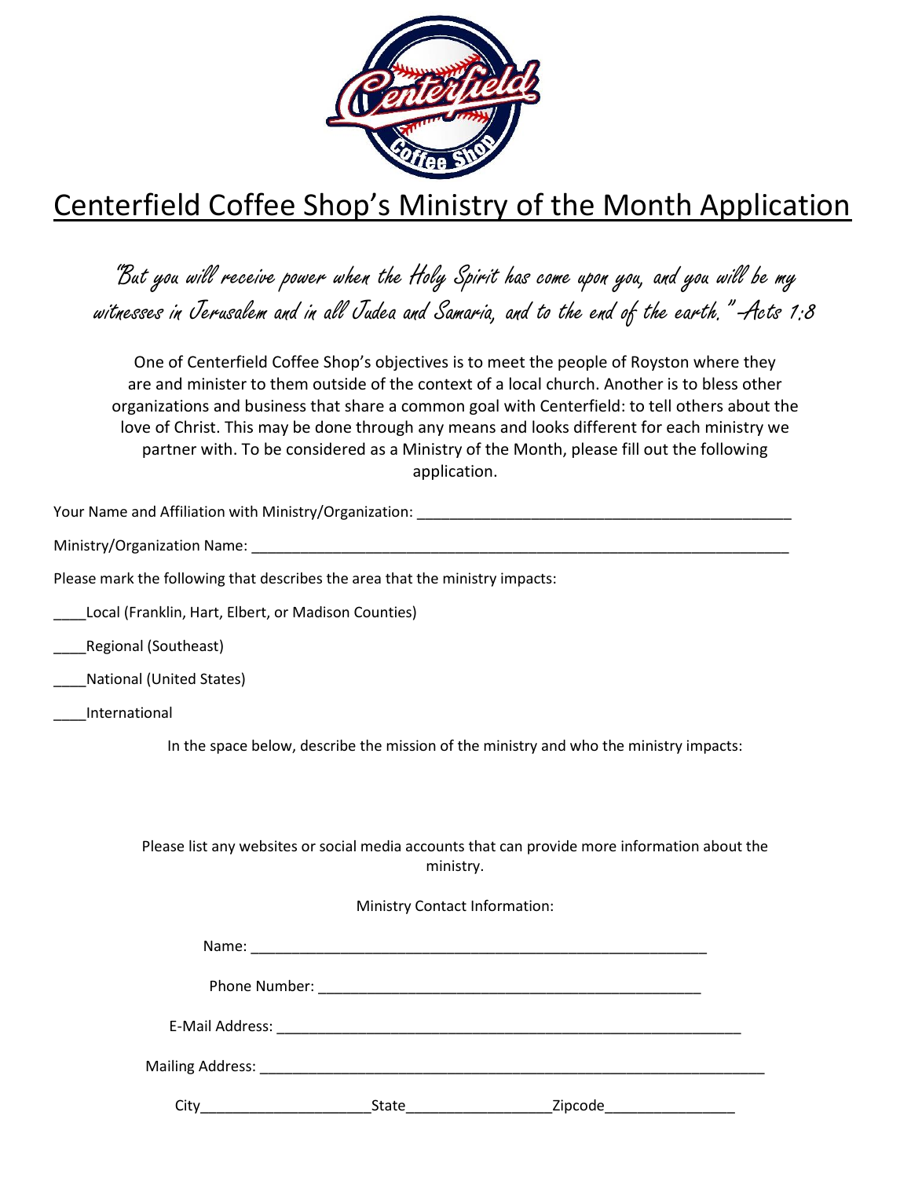# Centerfield Coffee Shop's Ministry of the Month Application

*"But you will receive power when the Holy Spirit has come upon you, and you will be my witnesses in Jerusalem and in all Judea and Samaria, and to the end of the earth." -Acts 1:8*

One of Centerfield Coffee Shop's objectives is to meet the people of Royston where they are and minister to them outside of the context of a local church. Another is to bless other organizations and business that share a common goal with Centerfield: to tell others about the love of Christ. This may be done through any means and looks different for each ministry we partner with. To be considered as a Ministry of the Month, please fill out the following application.

Your Name and Affiliation with Ministry/Organization: ______________________________________________

Ministry/Organization Name: ____________________________________________________________________

Please mark the following that describes the area that the ministry impacts:

____Local (Franklin, Hart, Elbert, or Madison Counties)

____Regional (Southeast)

____National (United States)

____International

In the space below, describe the mission of the ministry and who the ministry impacts:

Please list any websites or social media accounts that can provide more information about the ministry.

Ministry Contact Information:

Name: _________________________________________________________

Phone Number: _______________________________________________

E-Mail Address: _________________________________________________________

Mailing Address: _______________________________________________________________

City____________________State_________________Zipcode________________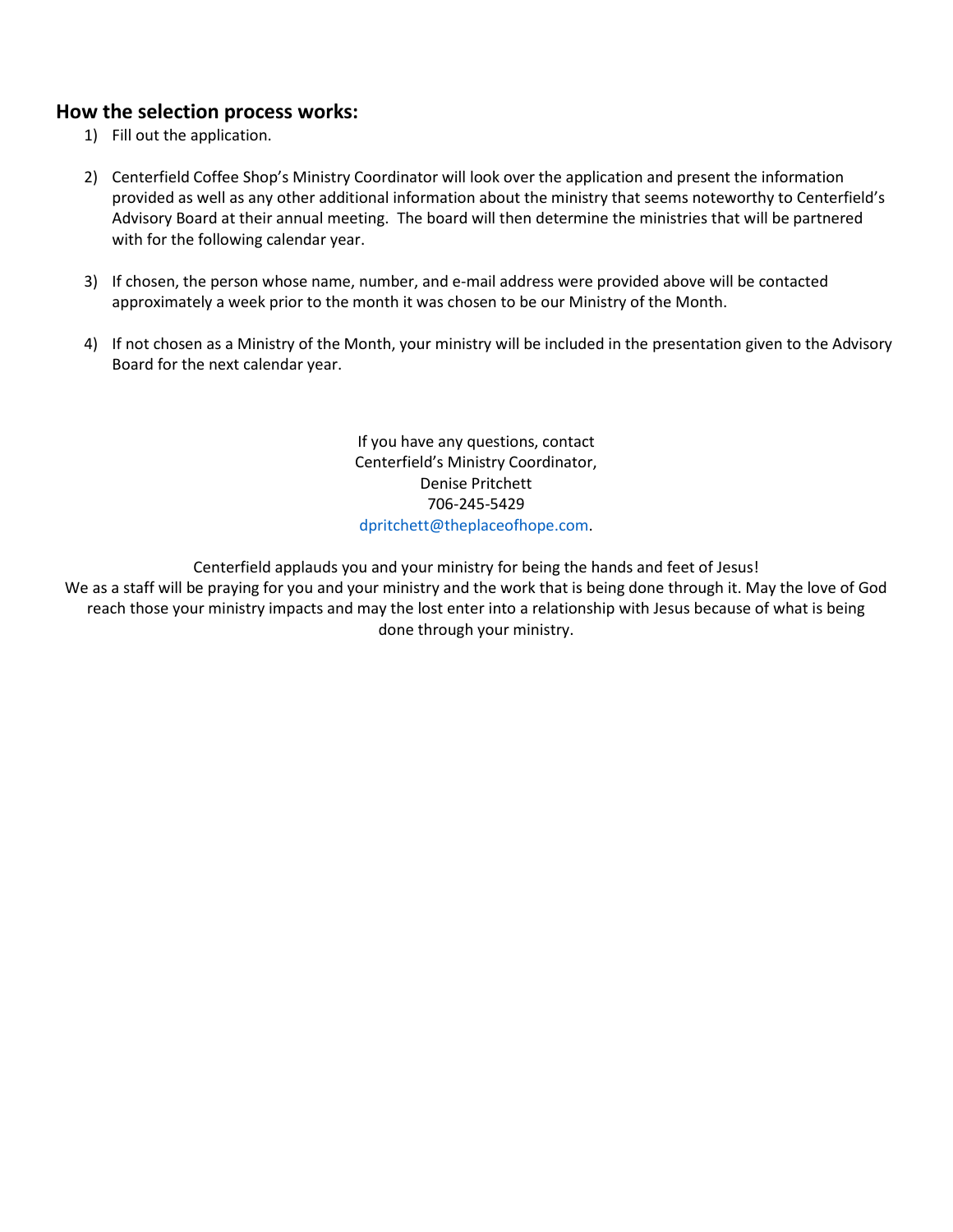## How the selection process works:

1) Fill out the application.

2) Centerfield Coffee Shop's Ministry Coordinator will look over the application and present the information provided as well as any other additional information about the ministry that seems noteworthy to Centerfield's Advisory Board at their annual meeting. The board will then determine the ministries that will be partnered with for the following calendar year.

3) If chosen, the person whose name, number, and e-mail address were provided above will be contacted approximately a week prior to the month it was chosen to be our Ministry of the Month.

4) If not chosen as a Ministry of the Month, your ministry will be included in the presentation given to the Advisory Board for the next calendar year.

If you have any questions, contact
Centerfield's Ministry Coordinator,
Denise Pritchett
706-245-5429
dpritchett@theplaceofhope.com.

Centerfield applauds you and your ministry for being the hands and feet of Jesus!
We as a staff will be praying for you and your ministry and the work that is being done through it. May the love of God reach those your ministry impacts and may the lost enter into a relationship with Jesus because of what is being done through your ministry.